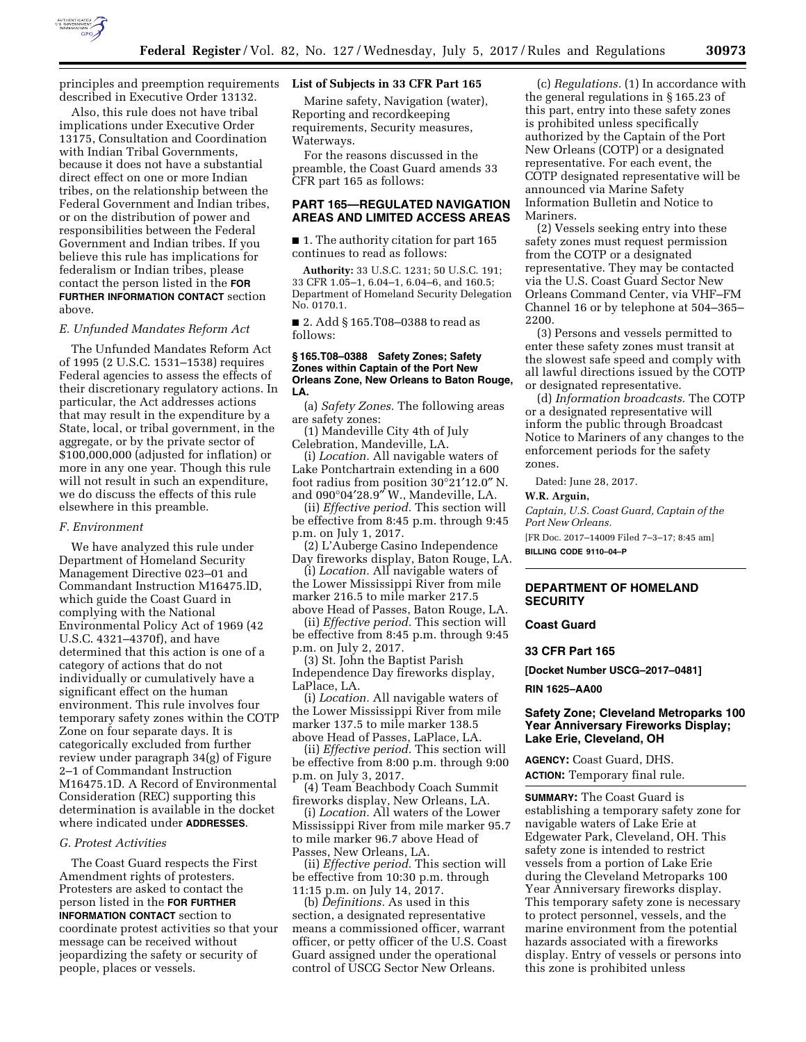principles and preemption requirements described in Executive Order 13132.

Also, this rule does not have tribal implications under Executive Order 13175, Consultation and Coordination with Indian Tribal Governments, because it does not have a substantial direct effect on one or more Indian tribes, on the relationship between the Federal Government and Indian tribes, or on the distribution of power and responsibilities between the Federal Government and Indian tribes. If you believe this rule has implications for federalism or Indian tribes, please contact the person listed in the **FOR FURTHER INFORMATION CONTACT** section above.

*E. Unfunded Mandates Reform Act*

The Unfunded Mandates Reform Act of 1995 (2 U.S.C. 1531–1538) requires Federal agencies to assess the effects of their discretionary regulatory actions. In particular, the Act addresses actions that may result in the expenditure by a State, local, or tribal government, in the aggregate, or by the private sector of $100,000,000 (adjusted for inflation) or more in any one year. Though this rule will not result in such an expenditure, we do discuss the effects of this rule elsewhere in this preamble.

*F. Environment*

We have analyzed this rule under Department of Homeland Security Management Directive 023–01 and Commandant Instruction M16475.lD, which guide the Coast Guard in complying with the National Environmental Policy Act of 1969 (42 U.S.C. 4321–4370f), and have determined that this action is one of a category of actions that do not individually or cumulatively have a significant effect on the human environment. This rule involves four temporary safety zones within the COTP Zone on four separate days. It is categorically excluded from further review under paragraph 34(g) of Figure 2–1 of Commandant Instruction M16475.1D. A Record of Environmental Consideration (REC) supporting this determination is available in the docket where indicated under **ADDRESSES**.

*G. Protest Activities*

The Coast Guard respects the First Amendment rights of protesters. Protesters are asked to contact the person listed in the **FOR FURTHER INFORMATION CONTACT** section to coordinate protest activities so that your message can be received without jeopardizing the safety or security of people, places or vessels.

**List of Subjects in 33 CFR Part 165**

Marine safety, Navigation (water), Reporting and recordkeeping requirements, Security measures, Waterways.

For the reasons discussed in the preamble, the Coast Guard amends 33 CFR part 165 as follows:

## PART 165—REGULATED NAVIGATION AREAS AND LIMITED ACCESS AREAS

■ 1. The authority citation for part 165 continues to read as follows:

**Authority:** 33 U.S.C. 1231; 50 U.S.C. 191; 33 CFR 1.05–1, 6.04–1, 6.04–6, and 160.5; Department of Homeland Security Delegation No. 0170.1.

■ 2. Add § 165.T08–0388 to read as follows:

**§ 165.T08–0388 Safety Zones; Safety Zones within Captain of the Port New Orleans Zone, New Orleans to Baton Rouge, LA.**

(a) *Safety Zones.* The following areas are safety zones:

(1) Mandeville City 4th of July Celebration, Mandeville, LA.

(i) *Location.* All navigable waters of Lake Pontchartrain extending in a 600 foot radius from position 30°21′12.0″ N. and 090°04′28.9″ W., Mandeville, LA.

(ii) *Effective period.* This section will be effective from 8:45 p.m. through 9:45 p.m. on July 1, 2017.

(2) L'Auberge Casino Independence Day fireworks display, Baton Rouge, LA.

(i) *Location.* All navigable waters of the Lower Mississippi River from mile marker 216.5 to mile marker 217.5 above Head of Passes, Baton Rouge, LA.

(ii) *Effective period.* This section will be effective from 8:45 p.m. through 9:45 p.m. on July 2, 2017.

(3) St. John the Baptist Parish Independence Day fireworks display, LaPlace, LA.

(i) *Location.* All navigable waters of the Lower Mississippi River from mile marker 137.5 to mile marker 138.5 above Head of Passes, LaPlace, LA.

(ii) *Effective period.* This section will be effective from 8:00 p.m. through 9:00 p.m. on July 3, 2017.

(4) Team Beachbody Coach Summit fireworks display, New Orleans, LA.

(i) *Location.* All waters of the Lower Mississippi River from mile marker 95.7 to mile marker 96.7 above Head of Passes, New Orleans, LA.

(ii) *Effective period.* This section will be effective from 10:30 p.m. through 11:15 p.m. on July 14, 2017.

(b) *Definitions.* As used in this section, a designated representative means a commissioned officer, warrant officer, or petty officer of the U.S. Coast Guard assigned under the operational control of USCG Sector New Orleans.

(c) *Regulations.* (1) In accordance with the general regulations in § 165.23 of this part, entry into these safety zones is prohibited unless specifically authorized by the Captain of the Port New Orleans (COTP) or a designated representative. For each event, the COTP designated representative will be announced via Marine Safety Information Bulletin and Notice to Mariners.

(2) Vessels seeking entry into these safety zones must request permission from the COTP or a designated representative. They may be contacted via the U.S. Coast Guard Sector New Orleans Command Center, via VHF–FM Channel 16 or by telephone at 504–365–2200.

(3) Persons and vessels permitted to enter these safety zones must transit at the slowest safe speed and comply with all lawful directions issued by the COTP or designated representative.

(d) *Information broadcasts.* The COTP or a designated representative will inform the public through Broadcast Notice to Mariners of any changes to the enforcement periods for the safety zones.

Dated: June 28, 2017.

**W.R. Arguin,**

*Captain, U.S. Coast Guard, Captain of the Port New Orleans.*

[FR Doc. 2017–14009 Filed 7–3–17; 8:45 am]

**BILLING CODE 9110–04–P**

## DEPARTMENT OF HOMELAND SECURITY

### Coast Guard

### 33 CFR Part 165

**[Docket Number USCG–2017–0481]**

**RIN 1625–AA00**

## Safety Zone; Cleveland Metroparks 100 Year Anniversary Fireworks Display; Lake Erie, Cleveland, OH

**AGENCY:** Coast Guard, DHS.

**ACTION:** Temporary final rule.

**SUMMARY:** The Coast Guard is establishing a temporary safety zone for navigable waters of Lake Erie at Edgewater Park, Cleveland, OH. This safety zone is intended to restrict vessels from a portion of Lake Erie during the Cleveland Metroparks 100 Year Anniversary fireworks display. This temporary safety zone is necessary to protect personnel, vessels, and the marine environment from the potential hazards associated with a fireworks display. Entry of vessels or persons into this zone is prohibited unless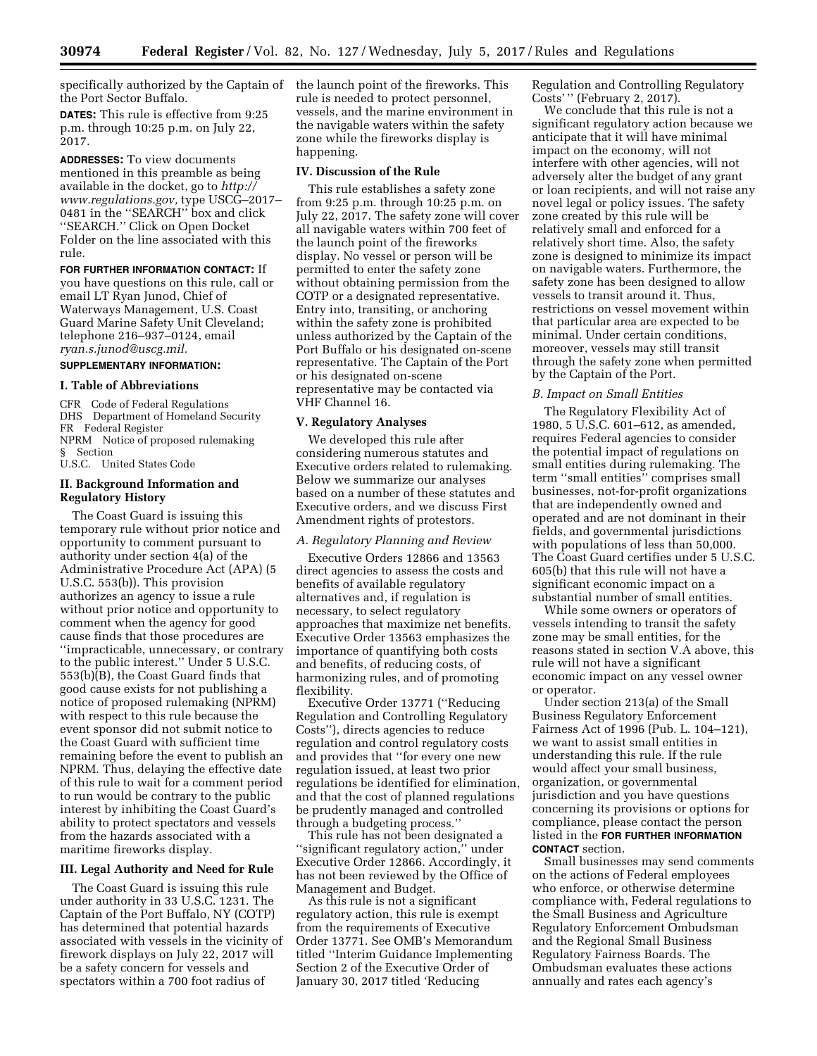specifically authorized by the Captain of the Port Sector Buffalo.

**DATES:** This rule is effective from 9:25 p.m. through 10:25 p.m. on July 22, 2017.

**ADDRESSES:** To view documents mentioned in this preamble as being available in the docket, go to *http://www.regulations.gov,* type USCG–2017–0481 in the ''SEARCH'' box and click ''SEARCH.'' Click on Open Docket Folder on the line associated with this rule.

**FOR FURTHER INFORMATION CONTACT:** If you have questions on this rule, call or email LT Ryan Junod, Chief of Waterways Management, U.S. Coast Guard Marine Safety Unit Cleveland; telephone 216–937–0124, email *ryan.s.junod@uscg.mil.*

**SUPPLEMENTARY INFORMATION:**

## I. Table of Abbreviations

CFR Code of Federal Regulations
DHS Department of Homeland Security
FR Federal Register
NPRM Notice of proposed rulemaking
§ Section
U.S.C. United States Code

## II. Background Information and Regulatory History

The Coast Guard is issuing this temporary rule without prior notice and opportunity to comment pursuant to authority under section 4(a) of the Administrative Procedure Act (APA) (5 U.S.C. 553(b)). This provision authorizes an agency to issue a rule without prior notice and opportunity to comment when the agency for good cause finds that those procedures are ''impracticable, unnecessary, or contrary to the public interest.'' Under 5 U.S.C. 553(b)(B), the Coast Guard finds that good cause exists for not publishing a notice of proposed rulemaking (NPRM) with respect to this rule because the event sponsor did not submit notice to the Coast Guard with sufficient time remaining before the event to publish an NPRM. Thus, delaying the effective date of this rule to wait for a comment period to run would be contrary to the public interest by inhibiting the Coast Guard's ability to protect spectators and vessels from the hazards associated with a maritime fireworks display.

## III. Legal Authority and Need for Rule

The Coast Guard is issuing this rule under authority in 33 U.S.C. 1231. The Captain of the Port Buffalo, NY (COTP) has determined that potential hazards associated with vessels in the vicinity of firework displays on July 22, 2017 will be a safety concern for vessels and spectators within a 700 foot radius of the launch point of the fireworks. This rule is needed to protect personnel, vessels, and the marine environment in the navigable waters within the safety zone while the fireworks display is happening.

## IV. Discussion of the Rule

This rule establishes a safety zone from 9:25 p.m. through 10:25 p.m. on July 22, 2017. The safety zone will cover all navigable waters within 700 feet of the launch point of the fireworks display. No vessel or person will be permitted to enter the safety zone without obtaining permission from the COTP or a designated representative. Entry into, transiting, or anchoring within the safety zone is prohibited unless authorized by the Captain of the Port Buffalo or his designated on-scene representative. The Captain of the Port or his designated on-scene representative may be contacted via VHF Channel 16.

## V. Regulatory Analyses

We developed this rule after considering numerous statutes and Executive orders related to rulemaking. Below we summarize our analyses based on a number of these statutes and Executive orders, and we discuss First Amendment rights of protestors.

### *A. Regulatory Planning and Review*

Executive Orders 12866 and 13563 direct agencies to assess the costs and benefits of available regulatory alternatives and, if regulation is necessary, to select regulatory approaches that maximize net benefits. Executive Order 13563 emphasizes the importance of quantifying both costs and benefits, of reducing costs, of harmonizing rules, and of promoting flexibility.

Executive Order 13771 (''Reducing Regulation and Controlling Regulatory Costs''), directs agencies to reduce regulation and control regulatory costs and provides that ''for every one new regulation issued, at least two prior regulations be identified for elimination, and that the cost of planned regulations be prudently managed and controlled through a budgeting process.''

This rule has not been designated a ''significant regulatory action,'' under Executive Order 12866. Accordingly, it has not been reviewed by the Office of Management and Budget.

As this rule is not a significant regulatory action, this rule is exempt from the requirements of Executive Order 13771. See OMB's Memorandum titled ''Interim Guidance Implementing Section 2 of the Executive Order of January 30, 2017 titled 'Reducing Regulation and Controlling Regulatory Costs' '' (February 2, 2017).

We conclude that this rule is not a significant regulatory action because we anticipate that it will have minimal impact on the economy, will not interfere with other agencies, will not adversely alter the budget of any grant or loan recipients, and will not raise any novel legal or policy issues. The safety zone created by this rule will be relatively small and enforced for a relatively short time. Also, the safety zone is designed to minimize its impact on navigable waters. Furthermore, the safety zone has been designed to allow vessels to transit around it. Thus, restrictions on vessel movement within that particular area are expected to be minimal. Under certain conditions, moreover, vessels may still transit through the safety zone when permitted by the Captain of the Port.

### *B. Impact on Small Entities*

The Regulatory Flexibility Act of 1980, 5 U.S.C. 601–612, as amended, requires Federal agencies to consider the potential impact of regulations on small entities during rulemaking. The term ''small entities'' comprises small businesses, not-for-profit organizations that are independently owned and operated and are not dominant in their fields, and governmental jurisdictions with populations of less than 50,000. The Coast Guard certifies under 5 U.S.C. 605(b) that this rule will not have a significant economic impact on a substantial number of small entities.

While some owners or operators of vessels intending to transit the safety zone may be small entities, for the reasons stated in section V.A above, this rule will not have a significant economic impact on any vessel owner or operator.

Under section 213(a) of the Small Business Regulatory Enforcement Fairness Act of 1996 (Pub. L. 104–121), we want to assist small entities in understanding this rule. If the rule would affect your small business, organization, or governmental jurisdiction and you have questions concerning its provisions or options for compliance, please contact the person listed in the **FOR FURTHER INFORMATION CONTACT** section.

Small businesses may send comments on the actions of Federal employees who enforce, or otherwise determine compliance with, Federal regulations to the Small Business and Agriculture Regulatory Enforcement Ombudsman and the Regional Small Business Regulatory Fairness Boards. The Ombudsman evaluates these actions annually and rates each agency's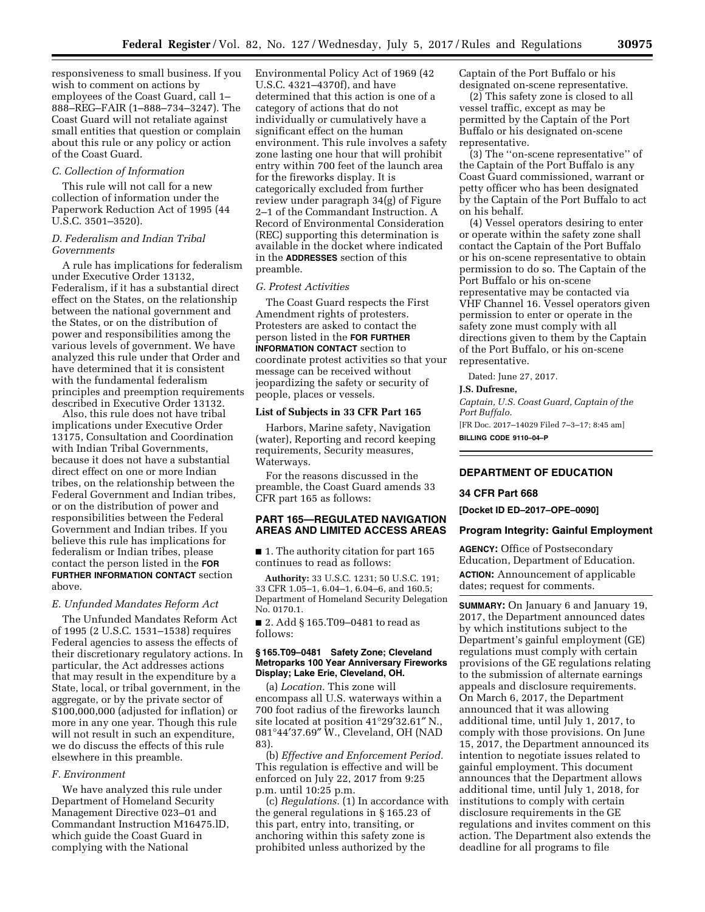responsiveness to small business. If you wish to comment on actions by employees of the Coast Guard, call 1–888–REG–FAIR (1–888–734–3247). The Coast Guard will not retaliate against small entities that question or complain about this rule or any policy or action of the Coast Guard.

### C. Collection of Information

This rule will not call for a new collection of information under the Paperwork Reduction Act of 1995 (44 U.S.C. 3501–3520).

### D. Federalism and Indian Tribal Governments

A rule has implications for federalism under Executive Order 13132, Federalism, if it has a substantial direct effect on the States, on the relationship between the national government and the States, or on the distribution of power and responsibilities among the various levels of government. We have analyzed this rule under that Order and have determined that it is consistent with the fundamental federalism principles and preemption requirements described in Executive Order 13132.

Also, this rule does not have tribal implications under Executive Order 13175, Consultation and Coordination with Indian Tribal Governments, because it does not have a substantial direct effect on one or more Indian tribes, on the relationship between the Federal Government and Indian tribes, or on the distribution of power and responsibilities between the Federal Government and Indian tribes. If you believe this rule has implications for federalism or Indian tribes, please contact the person listed in the **FOR FURTHER INFORMATION CONTACT** section above.

### E. Unfunded Mandates Reform Act

The Unfunded Mandates Reform Act of 1995 (2 U.S.C. 1531–1538) requires Federal agencies to assess the effects of their discretionary regulatory actions. In particular, the Act addresses actions that may result in the expenditure by a State, local, or tribal government, in the aggregate, or by the private sector of $100,000,000 (adjusted for inflation) or more in any one year. Though this rule will not result in such an expenditure, we do discuss the effects of this rule elsewhere in this preamble.

### F. Environment

We have analyzed this rule under Department of Homeland Security Management Directive 023–01 and Commandant Instruction M16475.lD, which guide the Coast Guard in complying with the National Environmental Policy Act of 1969 (42 U.S.C. 4321–4370f), and have determined that this action is one of a category of actions that do not individually or cumulatively have a significant effect on the human environment. This rule involves a safety zone lasting one hour that will prohibit entry within 700 feet of the launch area for the fireworks display. It is categorically excluded from further review under paragraph 34(g) of Figure 2–1 of the Commandant Instruction. A Record of Environmental Consideration (REC) supporting this determination is available in the docket where indicated in the **ADDRESSES** section of this preamble.

### G. Protest Activities

The Coast Guard respects the First Amendment rights of protesters. Protesters are asked to contact the person listed in the **FOR FURTHER INFORMATION CONTACT** section to coordinate protest activities so that your message can be received without jeopardizing the safety or security of people, places or vessels.

### List of Subjects in 33 CFR Part 165

Harbors, Marine safety, Navigation (water), Reporting and record keeping requirements, Security measures, Waterways.

For the reasons discussed in the preamble, the Coast Guard amends 33 CFR part 165 as follows:

## PART 165—REGULATED NAVIGATION AREAS AND LIMITED ACCESS AREAS

■ 1. The authority citation for part 165 continues to read as follows:

**Authority:** 33 U.S.C. 1231; 50 U.S.C. 191; 33 CFR 1.05–1, 6.04–1, 6.04–6, and 160.5; Department of Homeland Security Delegation No. 0170.1.

■ 2. Add § 165.T09–0481 to read as follows:

#### § 165.T09–0481 Safety Zone; Cleveland Metroparks 100 Year Anniversary Fireworks Display; Lake Erie, Cleveland, OH.

(a) *Location.* This zone will encompass all U.S. waterways within a 700 foot radius of the fireworks launch site located at position 41°29′32.61″ N., 081°44′37.69″ W., Cleveland, OH (NAD 83).

(b) *Effective and Enforcement Period.* This regulation is effective and will be enforced on July 22, 2017 from 9:25 p.m. until 10:25 p.m.

(c) *Regulations.* (1) In accordance with the general regulations in § 165.23 of this part, entry into, transiting, or anchoring within this safety zone is prohibited unless authorized by the Captain of the Port Buffalo or his designated on-scene representative.

(2) This safety zone is closed to all vessel traffic, except as may be permitted by the Captain of the Port Buffalo or his designated on-scene representative.

(3) The ''on-scene representative'' of the Captain of the Port Buffalo is any Coast Guard commissioned, warrant or petty officer who has been designated by the Captain of the Port Buffalo to act on his behalf.

(4) Vessel operators desiring to enter or operate within the safety zone shall contact the Captain of the Port Buffalo or his on-scene representative to obtain permission to do so. The Captain of the Port Buffalo or his on-scene representative may be contacted via VHF Channel 16. Vessel operators given permission to enter or operate in the safety zone must comply with all directions given to them by the Captain of the Port Buffalo, or his on-scene representative.

Dated: June 27, 2017.

**J.S. Dufresne,**

*Captain, U.S. Coast Guard, Captain of the Port Buffalo.*

[FR Doc. 2017–14029 Filed 7–3–17; 8:45 am]

**BILLING CODE 9110–04–P**

---

## DEPARTMENT OF EDUCATION

### 34 CFR Part 668

**[Docket ID ED–2017–OPE–0090]**

### Program Integrity: Gainful Employment

**AGENCY:** Office of Postsecondary Education, Department of Education.

**ACTION:** Announcement of applicable dates; request for comments.

**SUMMARY:** On January 6 and January 19, 2017, the Department announced dates by which institutions subject to the Department's gainful employment (GE) regulations must comply with certain provisions of the GE regulations relating to the submission of alternate earnings appeals and disclosure requirements. On March 6, 2017, the Department announced that it was allowing additional time, until July 1, 2017, to comply with those provisions. On June 15, 2017, the Department announced its intention to negotiate issues related to gainful employment. This document announces that the Department allows additional time, until July 1, 2018, for institutions to comply with certain disclosure requirements in the GE regulations and invites comment on this action. The Department also extends the deadline for all programs to file